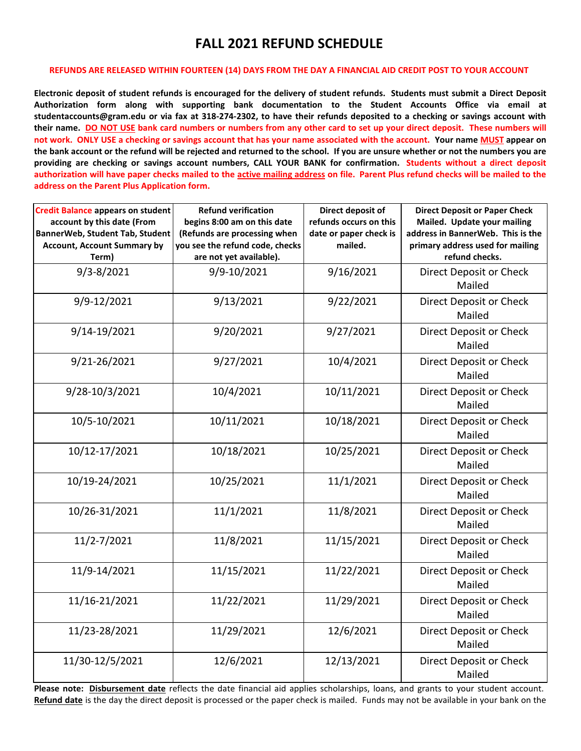# FALL 2021 REFUND SCHEDULE

**REFUNDS ARE RELEASED WITHIN FOURTEEN (14) DAYS FROM THE DAY A FINANCIAL AID CREDIT POST TO YOUR ACCOUNT**

**Electronic deposit of student refunds is encouraged for the delivery of student refunds. Students must submit a Direct Deposit Authorization form along with supporting bank documentation to the Student Accounts Office via email at studentaccounts@gram.edu or via fax at 318-274-2302, to have their refunds deposited to a checking or savings account with their name. DO NOT USE bank card numbers or numbers from any other card to set up your direct deposit. These numbers will not work. ONLY USE a checking or savings account that has your name associated with the account. Your name MUST appear on the bank account or the refund will be rejected and returned to the school. If you are unsure whether or not the numbers you are providing are checking or savings account numbers, CALL YOUR BANK for confirmation. Students without a direct deposit authorization will have paper checks mailed to the active mailing address on file. Parent Plus refund checks will be mailed to the address on the Parent Plus Application form.**

| Credit Balance appears on student account by this date (From BannerWeb, Student Tab, Student Account, Account Summary by Term) | Refund verification begins 8:00 am on this date (Refunds are processing when you see the refund code, checks are not yet available). | Direct deposit of refunds occurs on this date or paper check is mailed. | Direct Deposit or Paper Check Mailed. Update your mailing address in BannerWeb. This is the primary address used for mailing refund checks. |
|---|---|---|---|
| 9/3-8/2021 | 9/9-10/2021 | 9/16/2021 | Direct Deposit or Check Mailed |
| 9/9-12/2021 | 9/13/2021 | 9/22/2021 | Direct Deposit or Check Mailed |
| 9/14-19/2021 | 9/20/2021 | 9/27/2021 | Direct Deposit or Check Mailed |
| 9/21-26/2021 | 9/27/2021 | 10/4/2021 | Direct Deposit or Check Mailed |
| 9/28-10/3/2021 | 10/4/2021 | 10/11/2021 | Direct Deposit or Check Mailed |
| 10/5-10/2021 | 10/11/2021 | 10/18/2021 | Direct Deposit or Check Mailed |
| 10/12-17/2021 | 10/18/2021 | 10/25/2021 | Direct Deposit or Check Mailed |
| 10/19-24/2021 | 10/25/2021 | 11/1/2021 | Direct Deposit or Check Mailed |
| 10/26-31/2021 | 11/1/2021 | 11/8/2021 | Direct Deposit or Check Mailed |
| 11/2-7/2021 | 11/8/2021 | 11/15/2021 | Direct Deposit or Check Mailed |
| 11/9-14/2021 | 11/15/2021 | 11/22/2021 | Direct Deposit or Check Mailed |
| 11/16-21/2021 | 11/22/2021 | 11/29/2021 | Direct Deposit or Check Mailed |
| 11/23-28/2021 | 11/29/2021 | 12/6/2021 | Direct Deposit or Check Mailed |
| 11/30-12/5/2021 | 12/6/2021 | 12/13/2021 | Direct Deposit or Check Mailed |

**Please note:** **Disbursement date** reflects the date financial aid applies scholarships, loans, and grants to your student account. **Refund date** is the day the direct deposit is processed or the paper check is mailed. Funds may not be available in your bank on the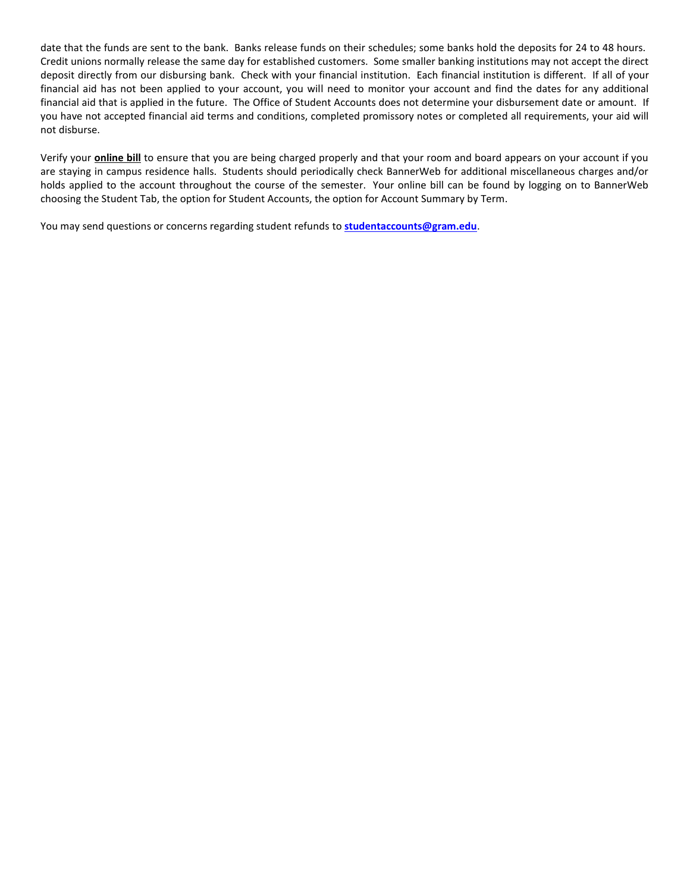date that the funds are sent to the bank. Banks release funds on their schedules; some banks hold the deposits for 24 to 48 hours. Credit unions normally release the same day for established customers. Some smaller banking institutions may not accept the direct deposit directly from our disbursing bank. Check with your financial institution. Each financial institution is different. If all of your financial aid has not been applied to your account, you will need to monitor your account and find the dates for any additional financial aid that is applied in the future. The Office of Student Accounts does not determine your disbursement date or amount. If you have not accepted financial aid terms and conditions, completed promissory notes or completed all requirements, your aid will not disburse.

Verify your **online bill** to ensure that you are being charged properly and that your room and board appears on your account if you are staying in campus residence halls. Students should periodically check BannerWeb for additional miscellaneous charges and/or holds applied to the account throughout the course of the semester. Your online bill can be found by logging on to BannerWeb choosing the Student Tab, the option for Student Accounts, the option for Account Summary by Term.

You may send questions or concerns regarding student refunds to **studentaccounts@gram.edu**.